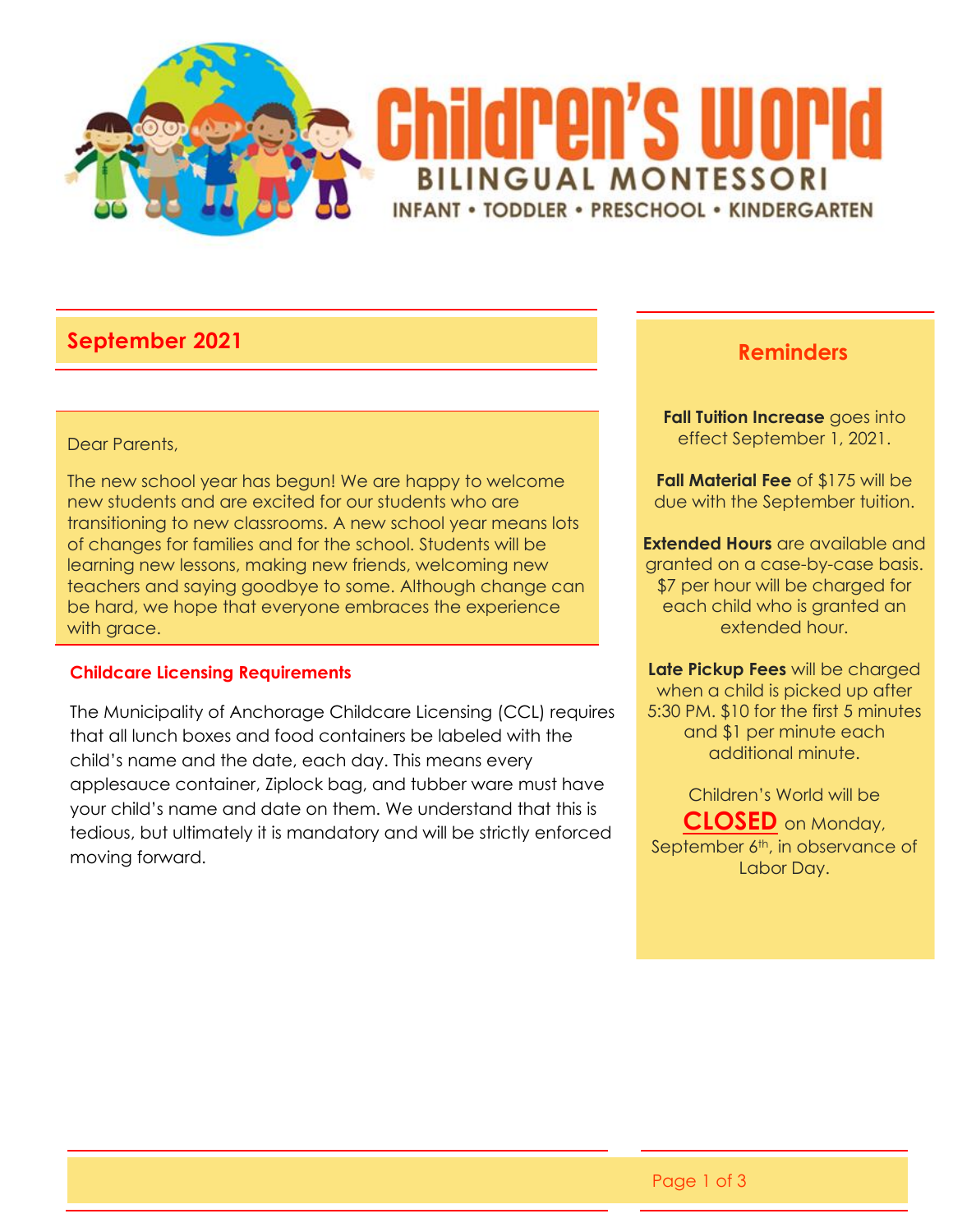# Children's World

**BILINGUAL MONTESSORI**

INFANT • TODDLER • PRESCHOOL • KINDERGARTEN

## September 2021

Dear Parents,

The new school year has begun! We are happy to welcome new students and are excited for our students who are transitioning to new classrooms. A new school year means lots of changes for families and for the school. Students will be learning new lessons, making new friends, welcoming new teachers and saying goodbye to some. Although change can be hard, we hope that everyone embraces the experience with grace.

### Childcare Licensing Requirements

The Municipality of Anchorage Childcare Licensing (CCL) requires that all lunch boxes and food containers be labeled with the child's name and the date, each day. This means every applesauce container, Ziplock bag, and tubber ware must have your child's name and date on them. We understand that this is tedious, but ultimately it is mandatory and will be strictly enforced moving forward.

## Reminders

**Fall Tuition Increase** goes into effect September 1, 2021.

**Fall Material Fee** of $175 will be due with the September tuition.

**Extended Hours** are available and granted on a case-by-case basis. $7 per hour will be charged for each child who is granted an extended hour.

**Late Pickup Fees** will be charged when a child is picked up after 5:30 PM. $10 for the first 5 minutes and $1 per minute each additional minute.

Children's World will be **CLOSED** on Monday, September 6th, in observance of Labor Day.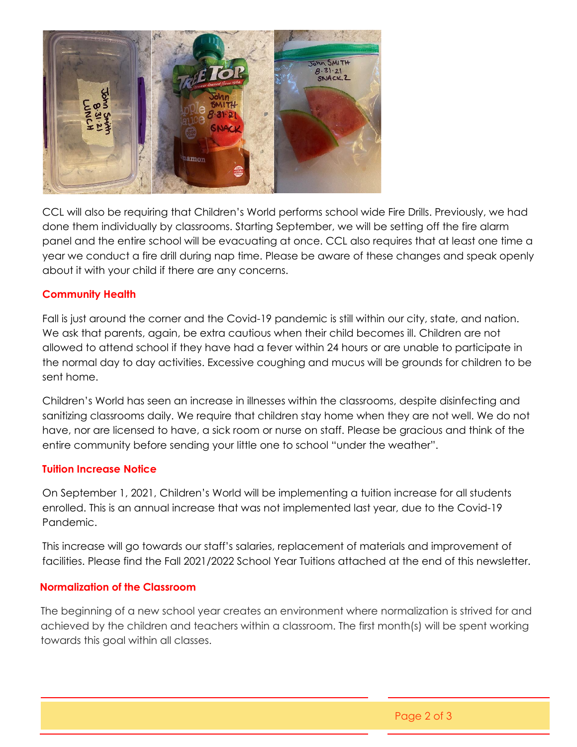CCL will also be requiring that Children's World performs school wide Fire Drills. Previously, we had done them individually by classrooms. Starting September, we will be setting off the fire alarm panel and the entire school will be evacuating at once. CCL also requires that at least one time a year we conduct a fire drill during nap time. Please be aware of these changes and speak openly about it with your child if there are any concerns.

## Community Health

Fall is just around the corner and the Covid-19 pandemic is still within our city, state, and nation. We ask that parents, again, be extra cautious when their child becomes ill. Children are not allowed to attend school if they have had a fever within 24 hours or are unable to participate in the normal day to day activities. Excessive coughing and mucus will be grounds for children to be sent home.

Children's World has seen an increase in illnesses within the classrooms, despite disinfecting and sanitizing classrooms daily. We require that children stay home when they are not well. We do not have, nor are licensed to have, a sick room or nurse on staff. Please be gracious and think of the entire community before sending your little one to school "under the weather".

## Tuition Increase Notice

On September 1, 2021, Children's World will be implementing a tuition increase for all students enrolled. This is an annual increase that was not implemented last year, due to the Covid-19 Pandemic.

This increase will go towards our staff's salaries, replacement of materials and improvement of facilities. Please find the Fall 2021/2022 School Year Tuitions attached at the end of this newsletter.

## Normalization of the Classroom

The beginning of a new school year creates an environment where normalization is strived for and achieved by the children and teachers within a classroom. The first month(s) will be spent working towards this goal within all classes.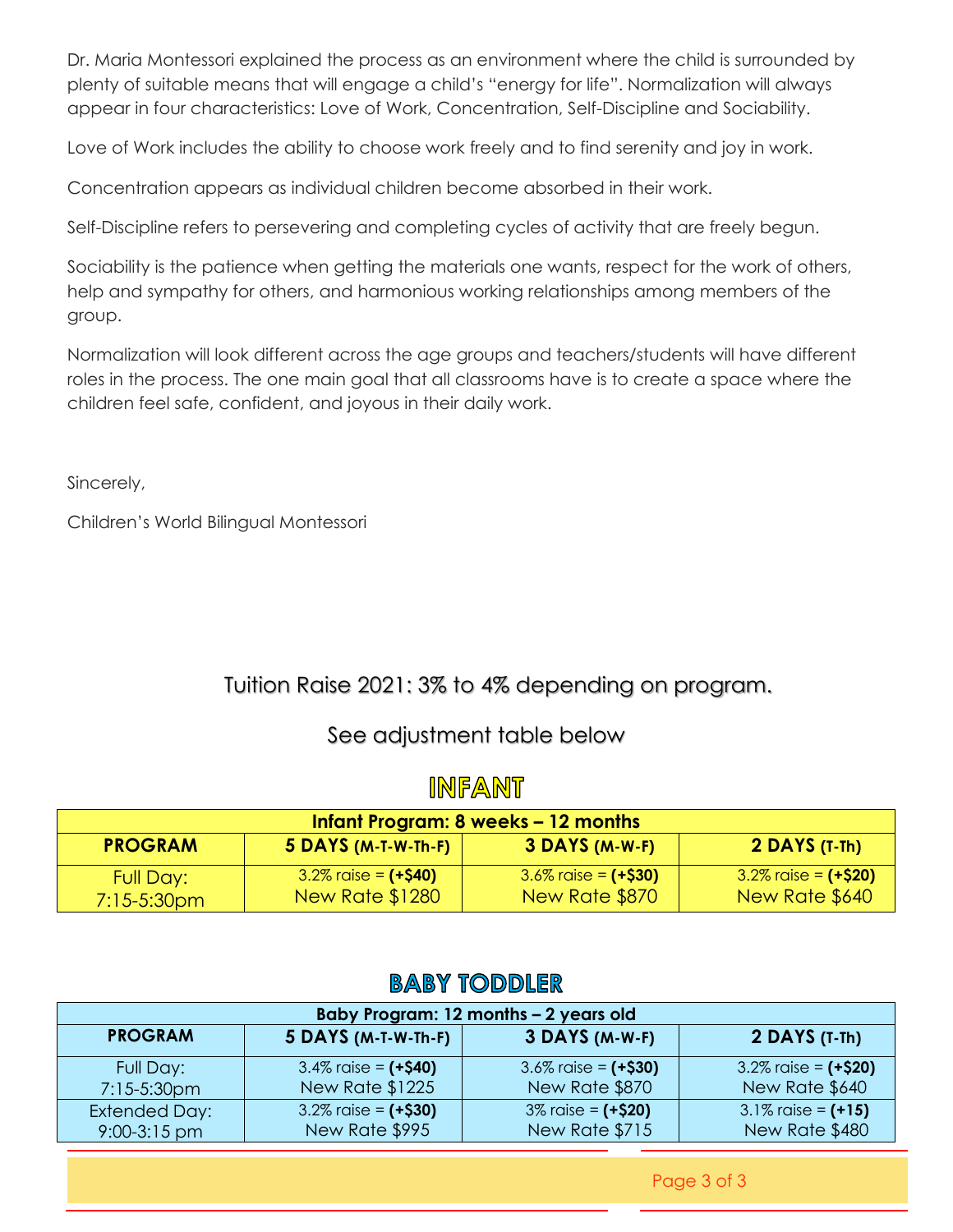Dr. Maria Montessori explained the process as an environment where the child is surrounded by plenty of suitable means that will engage a child's "energy for life". Normalization will always appear in four characteristics: Love of Work, Concentration, Self-Discipline and Sociability.

Love of Work includes the ability to choose work freely and to find serenity and joy in work.

Concentration appears as individual children become absorbed in their work.

Self-Discipline refers to persevering and completing cycles of activity that are freely begun.

Sociability is the patience when getting the materials one wants, respect for the work of others, help and sympathy for others, and harmonious working relationships among members of the group.

Normalization will look different across the age groups and teachers/students will have different roles in the process. The one main goal that all classrooms have is to create a space where the children feel safe, confident, and joyous in their daily work.

Sincerely,

Children's World Bilingual Montessori

## Tuition Raise 2021: 3% to 4% depending on program.

### See adjustment table below

## INFANT

| Infant Program: 8 weeks – 12 months | | | |
|---|---|---|---|
| **PROGRAM** | **5 DAYS (M-T-W-Th-F)** | **3 DAYS (M-W-F)** | **2 DAYS (T-Th)** |
| Full Day: 7:15-5:30pm | 3.2% raise = **(+$40)** New Rate $1280 | 3.6% raise = **(+$30)** New Rate $870 | 3.2% raise = **(+$20)** New Rate $640 |

## BABY TODDLER

| Baby Program: 12 months – 2 years old | | | |
|---|---|---|---|
| **PROGRAM** | **5 DAYS (M-T-W-Th-F)** | **3 DAYS (M-W-F)** | **2 DAYS (T-Th)** |
| Full Day: 7:15-5:30pm | 3.4% raise = **(+$40)** New Rate $1225 | 3.6% raise = **(+$30)** New Rate $870 | 3.2% raise = **(+$20)** New Rate $640 |
| Extended Day: 9:00-3:15 pm | 3.2% raise = **(+$30)** New Rate $995 | 3% raise = **(+$20)** New Rate $715 | 3.1% raise = **(+15)** New Rate $480 |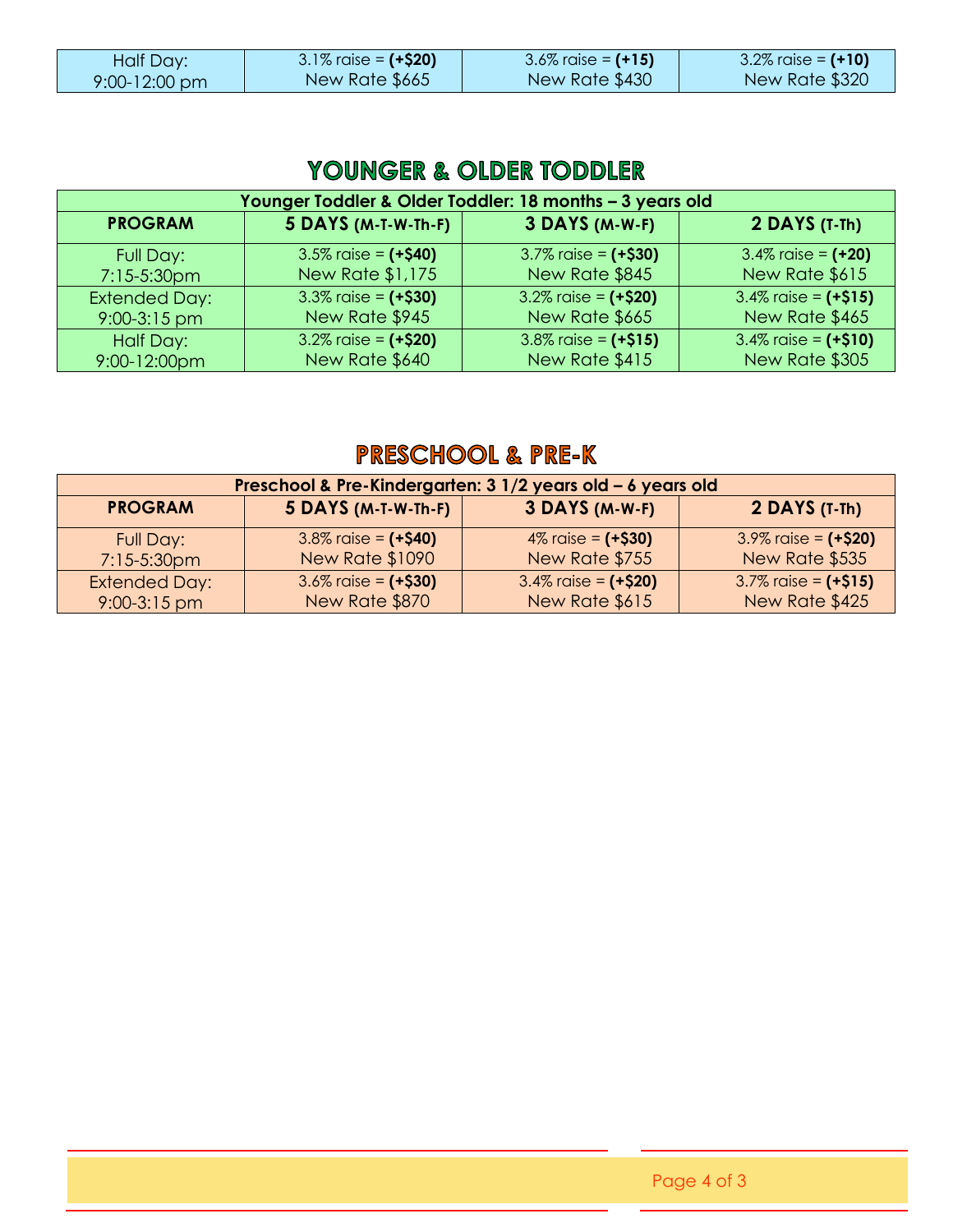| | | | |
|---|---|---|---|
| Half Day: 9:00-12:00 pm | 3.1% raise = **(+$20)** New Rate $665 | 3.6% raise = **(+15)** New Rate $430 | 3.2% raise = **(+10)** New Rate $320 |

## YOUNGER & OLDER TODDLER

| Younger Toddler & Older Toddler: 18 months – 3 years old | | | |
|---|---|---|---|
| **PROGRAM** | **5 DAYS (M-T-W-Th-F)** | **3 DAYS (M-W-F)** | **2 DAYS (T-Th)** |
| Full Day: 7:15-5:30pm | 3.5% raise = **(+$40)** New Rate $1,175 | 3.7% raise = **(+$30)** New Rate $845 | 3.4% raise = **(+20)** New Rate $615 |
| Extended Day: 9:00-3:15 pm | 3.3% raise = **(+$30)** New Rate $945 | 3.2% raise = **(+$20)** New Rate $665 | 3.4% raise = **(+$15)** New Rate $465 |
| Half Day: 9:00-12:00pm | 3.2% raise = **(+$20)** New Rate $640 | 3.8% raise = **(+$15)** New Rate $415 | 3.4% raise = **(+$10)** New Rate $305 |

## PRESCHOOL & PRE-K

| Preschool & Pre-Kindergarten: 3 1/2 years old – 6 years old | | | |
|---|---|---|---|
| **PROGRAM** | **5 DAYS (M-T-W-Th-F)** | **3 DAYS (M-W-F)** | **2 DAYS (T-Th)** |
| Full Day: 7:15-5:30pm | 3.8% raise = **(+$40)** New Rate $1090 | 4% raise = **(+$30)** New Rate $755 | 3.9% raise = **(+$20)** New Rate $535 |
| Extended Day: 9:00-3:15 pm | 3.6% raise = **(+$30)** New Rate $870 | 3.4% raise = **(+$20)** New Rate $615 | 3.7% raise = **(+$15)** New Rate $425 |